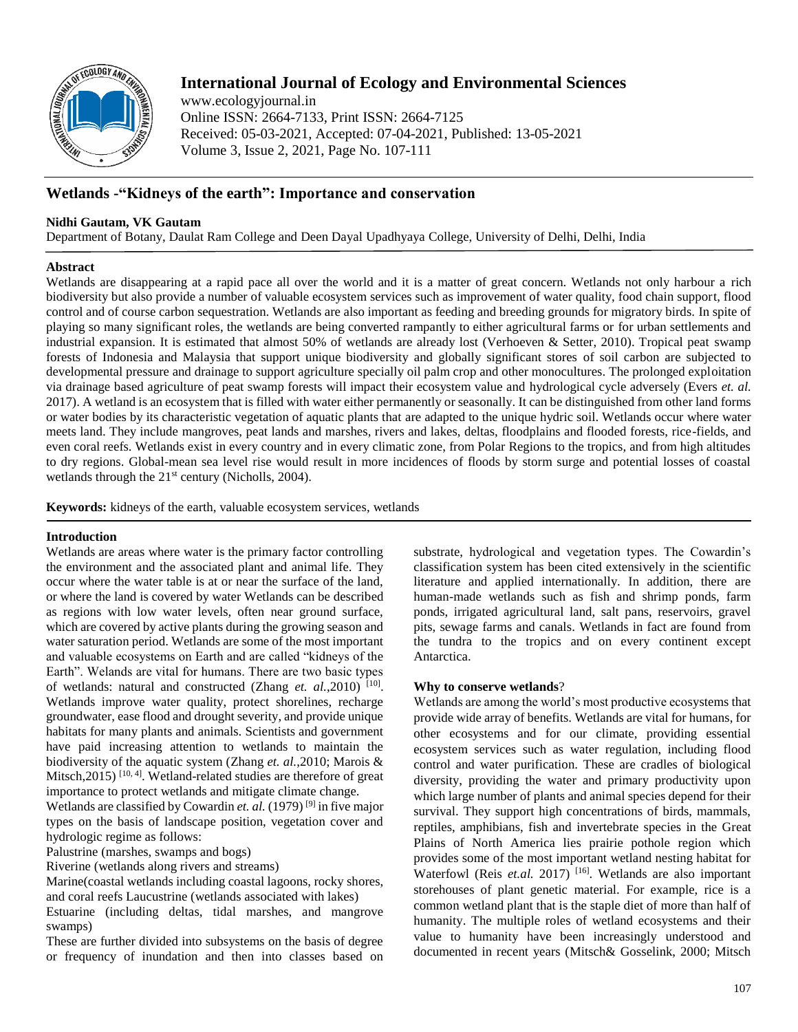# Wetlands -"Kidneys of the earth": Importance and conservation

**Nidhi Gautam, VK Gautam**

Department of Botany, Daulat Ram College and Deen Dayal Upadhyaya College, University of Delhi, Delhi, India

## Abstract

Wetlands are disappearing at a rapid pace all over the world and it is a matter of great concern. Wetlands not only harbour a rich biodiversity but also provide a number of valuable ecosystem services such as improvement of water quality, food chain support, flood control and of course carbon sequestration. Wetlands are also important as feeding and breeding grounds for migratory birds. In spite of playing so many significant roles, the wetlands are being converted rampantly to either agricultural farms or for urban settlements and industrial expansion. It is estimated that almost 50% of wetlands are already lost (Verhoeven & Setter, 2010). Tropical peat swamp forests of Indonesia and Malaysia that support unique biodiversity and globally significant stores of soil carbon are subjected to developmental pressure and drainage to support agriculture specially oil palm crop and other monocultures. The prolonged exploitation via drainage based agriculture of peat swamp forests will impact their ecosystem value and hydrological cycle adversely (Evers *et. al.* 2017). A wetland is an ecosystem that is filled with water either permanently or seasonally. It can be distinguished from other land forms or water bodies by its characteristic vegetation of aquatic plants that are adapted to the unique hydric soil. Wetlands occur where water meets land. They include mangroves, peat lands and marshes, rivers and lakes, deltas, floodplains and flooded forests, rice-fields, and even coral reefs. Wetlands exist in every country and in every climatic zone, from Polar Regions to the tropics, and from high altitudes to dry regions. Global-mean sea level rise would result in more incidences of floods by storm surge and potential losses of coastal wetlands through the 21st century (Nicholls, 2004).

**Keywords:** kidneys of the earth, valuable ecosystem services, wetlands

## Introduction

Wetlands are areas where water is the primary factor controlling the environment and the associated plant and animal life. They occur where the water table is at or near the surface of the land, or where the land is covered by water Wetlands can be described as regions with low water levels, often near ground surface, which are covered by active plants during the growing season and water saturation period. Wetlands are some of the most important and valuable ecosystems on Earth and are called "kidneys of the Earth". Welands are vital for humans. There are two basic types of wetlands: natural and constructed (Zhang *et. al.*,2010) [10]. Wetlands improve water quality, protect shorelines, recharge groundwater, ease flood and drought severity, and provide unique habitats for many plants and animals. Scientists and government have paid increasing attention to wetlands to maintain the biodiversity of the aquatic system (Zhang *et. al.*,2010; Marois & Mitsch,2015) [10, 4]. Wetland-related studies are therefore of great importance to protect wetlands and mitigate climate change.

Wetlands are classified by Cowardin *et. al.* (1979) [9] in five major types on the basis of landscape position, vegetation cover and hydrologic regime as follows:

Palustrine (marshes, swamps and bogs)

Riverine (wetlands along rivers and streams)

Marine(coastal wetlands including coastal lagoons, rocky shores, and coral reefs Laucustrine (wetlands associated with lakes)

Estuarine (including deltas, tidal marshes, and mangrove swamps)

These are further divided into subsystems on the basis of degree or frequency of inundation and then into classes based on substrate, hydrological and vegetation types. The Cowardin's classification system has been cited extensively in the scientific literature and applied internationally. In addition, there are human-made wetlands such as fish and shrimp ponds, farm ponds, irrigated agricultural land, salt pans, reservoirs, gravel pits, sewage farms and canals. Wetlands in fact are found from the tundra to the tropics and on every continent except Antarctica.

### Why to conserve wetlands?

Wetlands are among the world's most productive ecosystems that provide wide array of benefits. Wetlands are vital for humans, for other ecosystems and for our climate, providing essential ecosystem services such as water regulation, including flood control and water purification. These are cradles of biological diversity, providing the water and primary productivity upon which large number of plants and animal species depend for their survival. They support high concentrations of birds, mammals, reptiles, amphibians, fish and invertebrate species in the Great Plains of North America lies prairie pothole region which provides some of the most important wetland nesting habitat for Waterfowl (Reis *et.al.* 2017) [16]. Wetlands are also important storehouses of plant genetic material. For example, rice is a common wetland plant that is the staple diet of more than half of humanity. The multiple roles of wetland ecosystems and their value to humanity have been increasingly understood and documented in recent years (Mitsch& Gosselink, 2000; Mitsch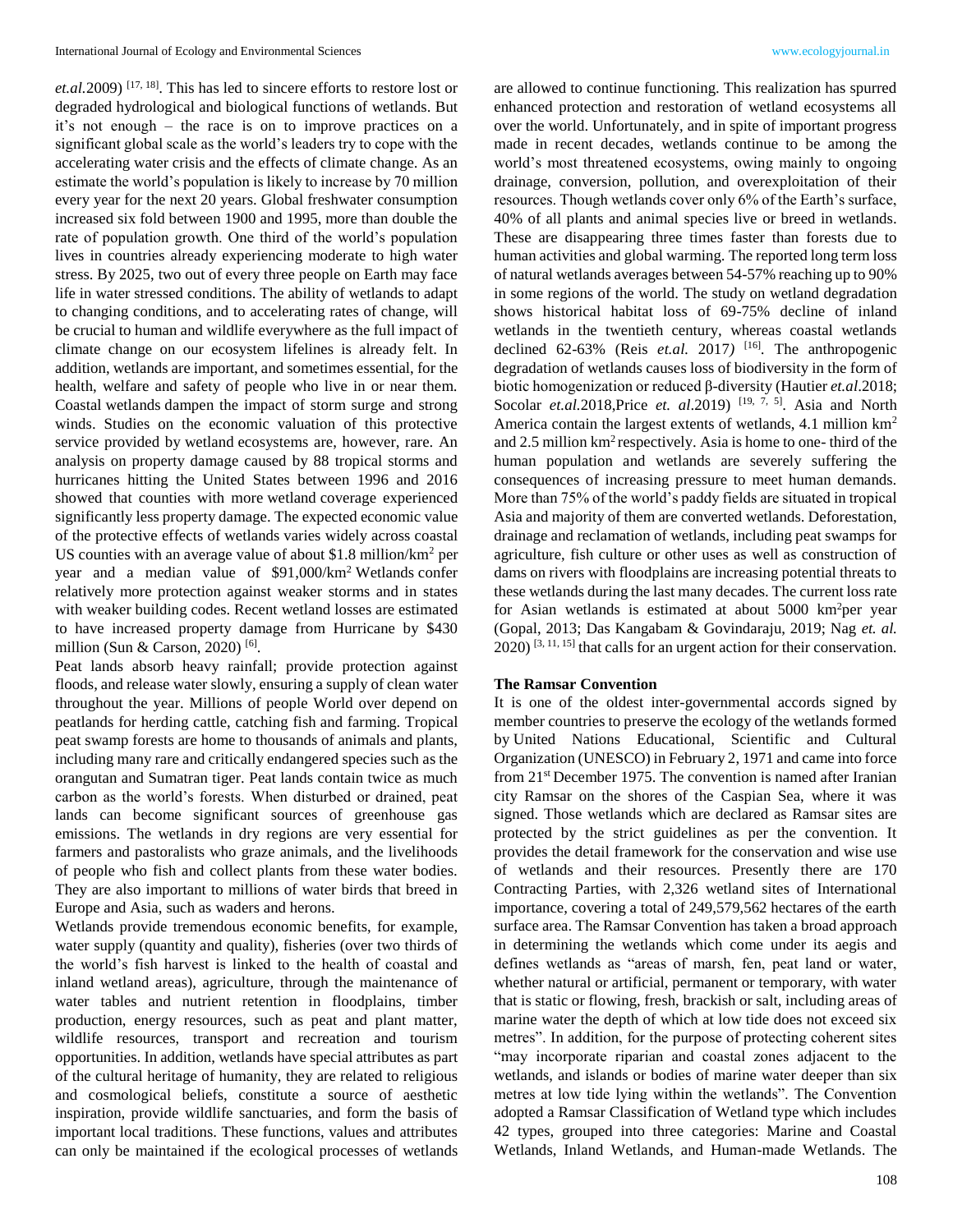*et.al.*2009) [17, 18]. This has led to sincere efforts to restore lost or degraded hydrological and biological functions of wetlands. But it's not enough – the race is on to improve practices on a significant global scale as the world's leaders try to cope with the accelerating water crisis and the effects of climate change. As an estimate the world's population is likely to increase by 70 million every year for the next 20 years. Global freshwater consumption increased six fold between 1900 and 1995, more than double the rate of population growth. One third of the world's population lives in countries already experiencing moderate to high water stress. By 2025, two out of every three people on Earth may face life in water stressed conditions. The ability of wetlands to adapt to changing conditions, and to accelerating rates of change, will be crucial to human and wildlife everywhere as the full impact of climate change on our ecosystem lifelines is already felt. In addition, wetlands are important, and sometimes essential, for the health, welfare and safety of people who live in or near them. Coastal wetlands dampen the impact of storm surge and strong winds. Studies on the economic valuation of this protective service provided by wetland ecosystems are, however, rare. An analysis on property damage caused by 88 tropical storms and hurricanes hitting the United States between 1996 and 2016 showed that counties with more wetland coverage experienced significantly less property damage. The expected economic value of the protective effects of wetlands varies widely across coastal US counties with an average value of about \$1.8 million/km$^2$ per year and a median value of \$91,000/km$^2$ Wetlands confer relatively more protection against weaker storms and in states with weaker building codes. Recent wetland losses are estimated to have increased property damage from Hurricane by \$430 million (Sun & Carson, 2020) [6].

Peat lands absorb heavy rainfall; provide protection against floods, and release water slowly, ensuring a supply of clean water throughout the year. Millions of people World over depend on peatlands for herding cattle, catching fish and farming. Tropical peat swamp forests are home to thousands of animals and plants, including many rare and critically endangered species such as the orangutan and Sumatran tiger. Peat lands contain twice as much carbon as the world's forests. When disturbed or drained, peat lands can become significant sources of greenhouse gas emissions. The wetlands in dry regions are very essential for farmers and pastoralists who graze animals, and the livelihoods of people who fish and collect plants from these water bodies. They are also important to millions of water birds that breed in Europe and Asia, such as waders and herons.

Wetlands provide tremendous economic benefits, for example, water supply (quantity and quality), fisheries (over two thirds of the world's fish harvest is linked to the health of coastal and inland wetland areas), agriculture, through the maintenance of water tables and nutrient retention in floodplains, timber production, energy resources, such as peat and plant matter, wildlife resources, transport and recreation and tourism opportunities. In addition, wetlands have special attributes as part of the cultural heritage of humanity, they are related to religious and cosmological beliefs, constitute a source of aesthetic inspiration, provide wildlife sanctuaries, and form the basis of important local traditions. These functions, values and attributes can only be maintained if the ecological processes of wetlands are allowed to continue functioning. This realization has spurred enhanced protection and restoration of wetland ecosystems all over the world. Unfortunately, and in spite of important progress made in recent decades, wetlands continue to be among the world's most threatened ecosystems, owing mainly to ongoing drainage, conversion, pollution, and overexploitation of their resources. Though wetlands cover only 6% of the Earth's surface, 40% of all plants and animal species live or breed in wetlands. These are disappearing three times faster than forests due to human activities and global warming. The reported long term loss of natural wetlands averages between 54-57% reaching up to 90% in some regions of the world. The study on wetland degradation shows historical habitat loss of 69-75% decline of inland wetlands in the twentieth century, whereas coastal wetlands declined 62-63% (Reis *et.al.* 2017) [16]. The anthropogenic degradation of wetlands causes loss of biodiversity in the form of biotic homogenization or reduced β-diversity (Hautier *et.al*.2018; Socolar *et.al.*2018,Price *et. al*.2019) [19, 7, 5]. Asia and North America contain the largest extents of wetlands, 4.1 million km$^2$ and 2.5 million km$^2$ respectively. Asia is home to one- third of the human population and wetlands are severely suffering the consequences of increasing pressure to meet human demands. More than 75% of the world's paddy fields are situated in tropical Asia and majority of them are converted wetlands. Deforestation, drainage and reclamation of wetlands, including peat swamps for agriculture, fish culture or other uses as well as construction of dams on rivers with floodplains are increasing potential threats to these wetlands during the last many decades. The current loss rate for Asian wetlands is estimated at about 5000 km$^2$per year (Gopal, 2013; Das Kangabam & Govindaraju, 2019; Nag *et. al.* 2020) [3, 11, 15] that calls for an urgent action for their conservation.

**The Ramsar Convention**

It is one of the oldest inter-governmental accords signed by member countries to preserve the ecology of the wetlands formed by United Nations Educational, Scientific and Cultural Organization (UNESCO) in February 2, 1971 and came into force from 21st December 1975. The convention is named after Iranian city Ramsar on the shores of the Caspian Sea, where it was signed. Those wetlands which are declared as Ramsar sites are protected by the strict guidelines as per the convention. It provides the detail framework for the conservation and wise use of wetlands and their resources. Presently there are 170 Contracting Parties, with 2,326 wetland sites of International importance, covering a total of 249,579,562 hectares of the earth surface area. The Ramsar Convention has taken a broad approach in determining the wetlands which come under its aegis and defines wetlands as "areas of marsh, fen, peat land or water, whether natural or artificial, permanent or temporary, with water that is static or flowing, fresh, brackish or salt, including areas of marine water the depth of which at low tide does not exceed six metres". In addition, for the purpose of protecting coherent sites "may incorporate riparian and coastal zones adjacent to the wetlands, and islands or bodies of marine water deeper than six metres at low tide lying within the wetlands". The Convention adopted a Ramsar Classification of Wetland type which includes 42 types, grouped into three categories: Marine and Coastal Wetlands, Inland Wetlands, and Human-made Wetlands. The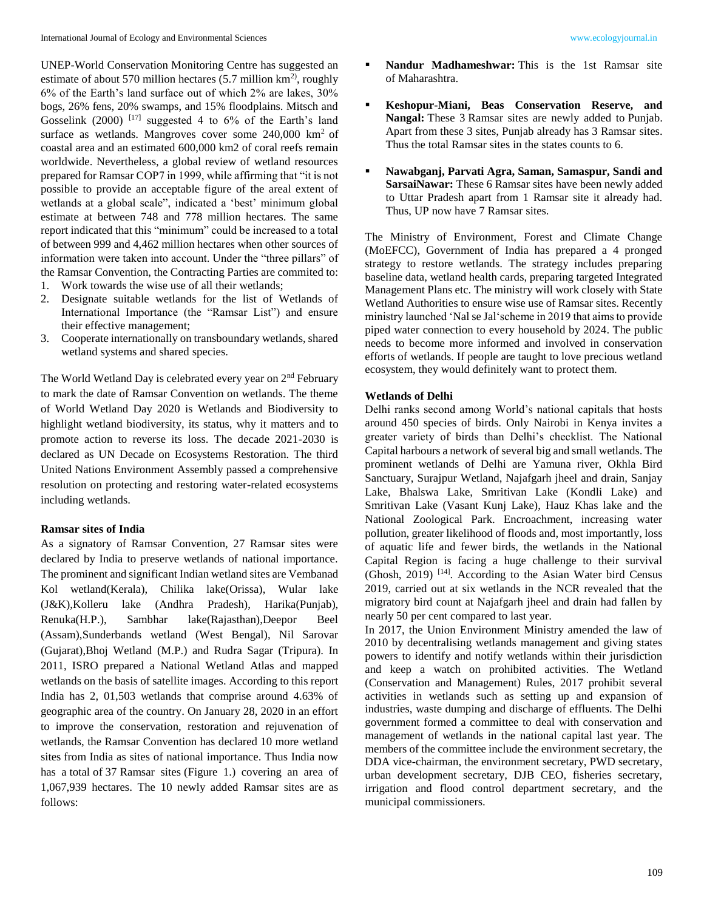UNEP-World Conservation Monitoring Centre has suggested an estimate of about 570 million hectares (5.7 million km$^2$), roughly 6% of the Earth's land surface out of which 2% are lakes, 30% bogs, 26% fens, 20% swamps, and 15% floodplains. Mitsch and Gosselink (2000) [17] suggested 4 to 6% of the Earth's land surface as wetlands. Mangroves cover some 240,000 km$^2$ of coastal area and an estimated 600,000 km2 of coral reefs remain worldwide. Nevertheless, a global review of wetland resources prepared for Ramsar COP7 in 1999, while affirming that "it is not possible to provide an acceptable figure of the areal extent of wetlands at a global scale", indicated a 'best' minimum global estimate at between 748 and 778 million hectares. The same report indicated that this "minimum" could be increased to a total of between 999 and 4,462 million hectares when other sources of information were taken into account. Under the "three pillars" of the Ramsar Convention, the Contracting Parties are commited to:

1. Work towards the wise use of all their wetlands;
2. Designate suitable wetlands for the list of Wetlands of International Importance (the "Ramsar List") and ensure their effective management;
3. Cooperate internationally on transboundary wetlands, shared wetland systems and shared species.

The World Wetland Day is celebrated every year on 2nd February to mark the date of Ramsar Convention on wetlands. The theme of World Wetland Day 2020 is Wetlands and Biodiversity to highlight wetland biodiversity, its status, why it matters and to promote action to reverse its loss. The decade 2021-2030 is declared as UN Decade on Ecosystems Restoration. The third United Nations Environment Assembly passed a comprehensive resolution on protecting and restoring water-related ecosystems including wetlands.

#### Ramsar sites of India

As a signatory of Ramsar Convention, 27 Ramsar sites were declared by India to preserve wetlands of national importance. The prominent and significant Indian wetland sites are Vembanad Kol wetland(Kerala), Chilika lake(Orissa), Wular lake (J&K),Kolleru lake (Andhra Pradesh), Harika(Punjab), Renuka(H.P.), Sambhar lake(Rajasthan),Deepor Beel (Assam),Sunderbands wetland (West Bengal), Nil Sarovar (Gujarat),Bhoj Wetland (M.P.) and Rudra Sagar (Tripura). In 2011, ISRO prepared a National Wetland Atlas and mapped wetlands on the basis of satellite images. According to this report India has 2, 01,503 wetlands that comprise around 4.63% of geographic area of the country. On January 28, 2020 in an effort to improve the conservation, restoration and rejuvenation of wetlands, the Ramsar Convention has declared 10 more wetland sites from India as sites of national importance. Thus India now has a total of 37 Ramsar sites (Figure 1.) covering an area of 1,067,939 hectares. The 10 newly added Ramsar sites are as follows:

- **Nandur Madhameshwar:** This is the 1st Ramsar site of Maharashtra.
- **Keshopur-Miani, Beas Conservation Reserve, and Nangal:** These 3 Ramsar sites are newly added to Punjab. Apart from these 3 sites, Punjab already has 3 Ramsar sites. Thus the total Ramsar sites in the states counts to 6.
- **Nawabganj, Parvati Agra, Saman, Samaspur, Sandi and SarsaiNawar:** These 6 Ramsar sites have been newly added to Uttar Pradesh apart from 1 Ramsar site it already had. Thus, UP now have 7 Ramsar sites.

The Ministry of Environment, Forest and Climate Change (MoEFCC), Government of India has prepared a 4 pronged strategy to restore wetlands. The strategy includes preparing baseline data, wetland health cards, preparing targeted Integrated Management Plans etc. The ministry will work closely with State Wetland Authorities to ensure wise use of Ramsar sites. Recently ministry launched 'Nal se Jal'scheme in 2019 that aims to provide piped water connection to every household by 2024. The public needs to become more informed and involved in conservation efforts of wetlands. If people are taught to love precious wetland ecosystem, they would definitely want to protect them.

#### Wetlands of Delhi

Delhi ranks second among World's national capitals that hosts around 450 species of birds. Only Nairobi in Kenya invites a greater variety of birds than Delhi's checklist. The National Capital harbours a network of several big and small wetlands. The prominent wetlands of Delhi are Yamuna river, Okhla Bird Sanctuary, Surajpur Wetland, Najafgarh jheel and drain, Sanjay Lake, Bhalswa Lake, Smritivan Lake (Kondli Lake) and Smritivan Lake (Vasant Kunj Lake), Hauz Khas lake and the National Zoological Park. Encroachment, increasing water pollution, greater likelihood of floods and, most importantly, loss of aquatic life and fewer birds, the wetlands in the National Capital Region is facing a huge challenge to their survival (Ghosh, 2019) [14]. According to the Asian Water bird Census 2019, carried out at six wetlands in the NCR revealed that the migratory bird count at Najafgarh jheel and drain had fallen by nearly 50 per cent compared to last year.

In 2017, the Union Environment Ministry amended the law of 2010 by decentralising wetlands management and giving states powers to identify and notify wetlands within their jurisdiction and keep a watch on prohibited activities. The Wetland (Conservation and Management) Rules, 2017 prohibit several activities in wetlands such as setting up and expansion of industries, waste dumping and discharge of effluents. The Delhi government formed a committee to deal with conservation and management of wetlands in the national capital last year. The members of the committee include the environment secretary, the DDA vice-chairman, the environment secretary, PWD secretary, urban development secretary, DJB CEO, fisheries secretary, irrigation and flood control department secretary, and the municipal commissioners.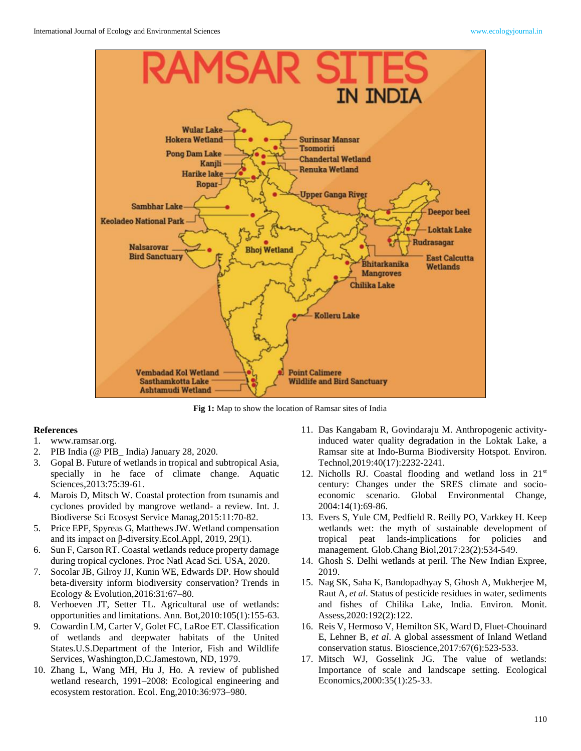Fig 1: Map to show the location of Ramsar sites of India

## References

1. www.ramsar.org.
2. PIB India (@ PIB_ India) January 28, 2020.
3. Gopal B. Future of wetlands in tropical and subtropical Asia, specially in he face of climate change. Aquatic Sciences,2013:75:39-61.
4. Marois D, Mitsch W. Coastal protection from tsunamis and cyclones provided by mangrove wetland- a review. Int. J. Biodiverse Sci Ecosyst Service Manag,2015:11:70-82.
5. Price EPF, Spyreas G, Matthews JW. Wetland compensation and its impact on β-diversity.Ecol.Appl, 2019, 29(1).
6. Sun F, Carson RT. Coastal wetlands reduce property damage during tropical cyclones. Proc Natl Acad Sci. USA, 2020.
7. Socolar JB, Gilroy JJ, Kunin WE, Edwards DP. How should beta-diversity inform biodiversity conservation? Trends in Ecology & Evolution,2016:31:67–80.
8. Verhoeven JT, Setter TL. Agricultural use of wetlands: opportunities and limitations. Ann. Bot,2010:105(1):155-63.
9. Cowardin LM, Carter V, Golet FC, LaRoe ET. Classification of wetlands and deepwater habitats of the United States.U.S.Department of the Interior, Fish and Wildlife Services, Washington,D.C.Jamestown, ND, 1979.
10. Zhang L, Wang MH, Hu J, Ho. A review of published wetland research, 1991–2008: Ecological engineering and ecosystem restoration. Ecol. Eng,2010:36:973–980.
11. Das Kangabam R, Govindaraju M. Anthropogenic activity-induced water quality degradation in the Loktak Lake, a Ramsar site at Indo-Burma Biodiversity Hotspot. Environ. Technol,2019:40(17):2232-2241.
12. Nicholls RJ. Coastal flooding and wetland loss in 21st century: Changes under the SRES climate and socio-economic scenario. Global Environmental Change, 2004:14(1):69-86.
13. Evers S, Yule CM, Pedfield R. Reilly PO, Varkkey H. Keep wetlands wet: the myth of sustainable development of tropical peat lands-implications for policies and management. Glob.Chang Biol,2017:23(2):534-549.
14. Ghosh S. Delhi wetlands at peril. The New Indian Expree, 2019.
15. Nag SK, Saha K, Bandopadhyay S, Ghosh A, Mukherjee M, Raut A, *et al*. Status of pesticide residues in water, sediments and fishes of Chilika Lake, India. Environ. Monit. Assess,2020:192(2):122.
16. Reis V, Hermoso V, Hemilton SK, Ward D, Fluet-Chouinard E, Lehner B, *et al*. A global assessment of Inland Wetland conservation status. Bioscience,2017:67(6):523-533.
17. Mitsch WJ, Gosselink JG. The value of wetlands: Importance of scale and landscape setting. Ecological Economics,2000:35(1):25-33.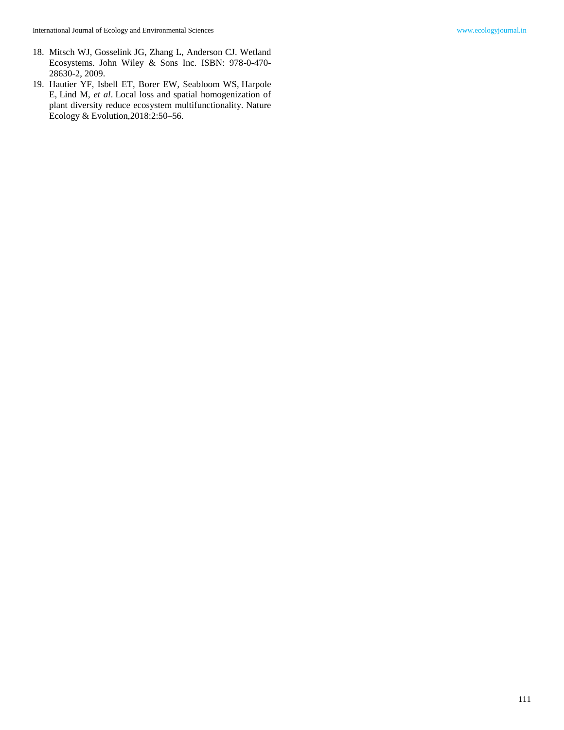18. Mitsch WJ, Gosselink JG, Zhang L, Anderson CJ. Wetland Ecosystems. John Wiley & Sons Inc. ISBN: 978-0-470-28630-2, 2009.
19. Hautier YF, Isbell ET, Borer EW, Seabloom WS, Harpole E, Lind M, *et al*. Local loss and spatial homogenization of plant diversity reduce ecosystem multifunctionality. Nature Ecology & Evolution,2018:2:50–56.